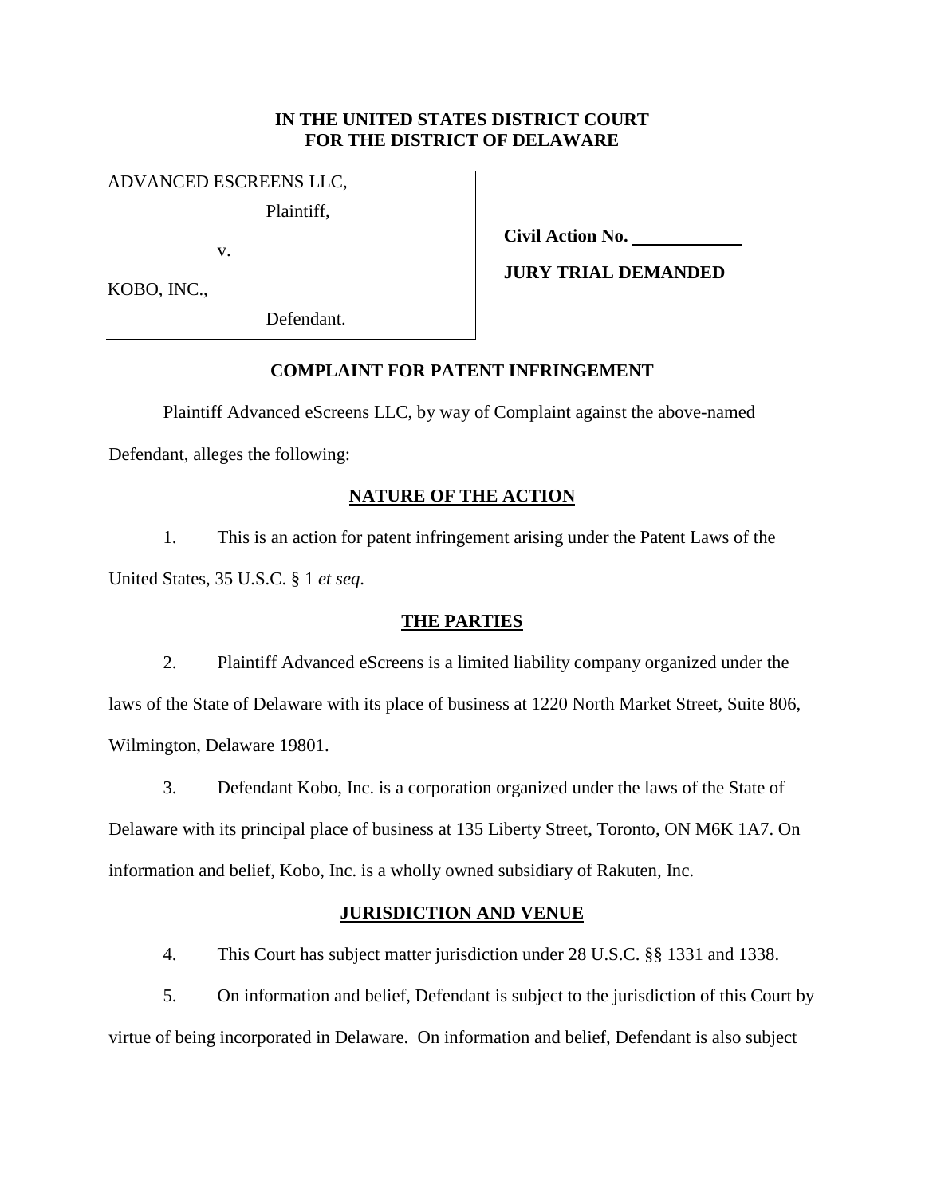**IN THE UNITED STATES DISTRICT COURT**
**FOR THE DISTRICT OF DELAWARE**

| | |
|---|---|
| ADVANCED ESCREENS LLC,<br>Plaintiff,<br><br>v.<br><br>KOBO, INC.,<br>Defendant. | **Civil Action No. \_\_\_\_\_\_\_\_\_\_**<br><br>**JURY TRIAL DEMANDED** |

## COMPLAINT FOR PATENT INFRINGEMENT

Plaintiff Advanced eScreens LLC, by way of Complaint against the above-named Defendant, alleges the following:

## NATURE OF THE ACTION

1. This is an action for patent infringement arising under the Patent Laws of the United States, 35 U.S.C. § 1 *et seq.*

## THE PARTIES

2. Plaintiff Advanced eScreens is a limited liability company organized under the laws of the State of Delaware with its place of business at 1220 North Market Street, Suite 806, Wilmington, Delaware 19801.

3. Defendant Kobo, Inc. is a corporation organized under the laws of the State of Delaware with its principal place of business at 135 Liberty Street, Toronto, ON M6K 1A7. On information and belief, Kobo, Inc. is a wholly owned subsidiary of Rakuten, Inc.

## JURISDICTION AND VENUE

4. This Court has subject matter jurisdiction under 28 U.S.C. §§ 1331 and 1338.

5. On information and belief, Defendant is subject to the jurisdiction of this Court by virtue of being incorporated in Delaware. On information and belief, Defendant is also subject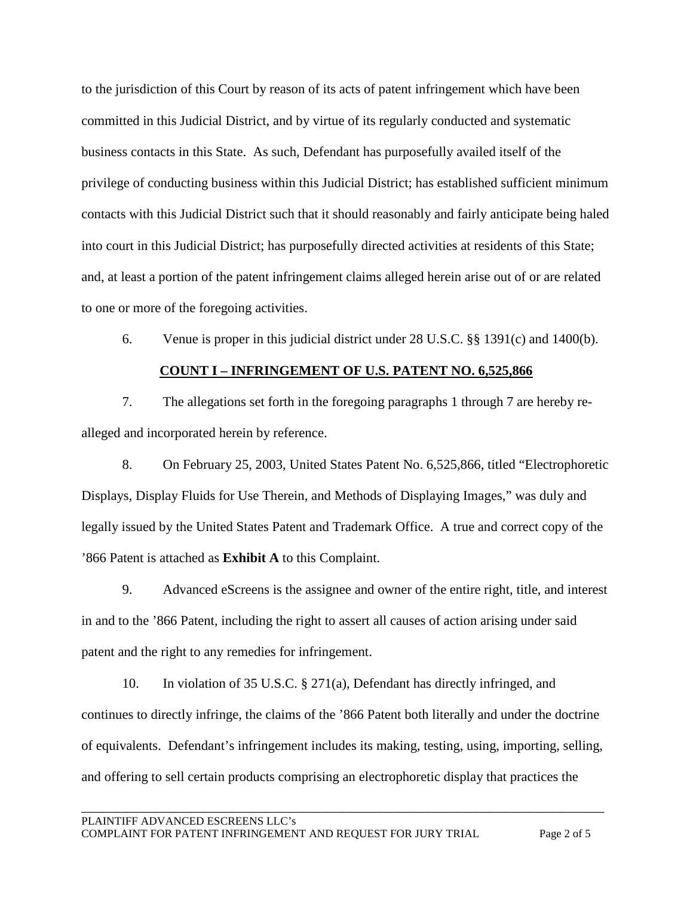to the jurisdiction of this Court by reason of its acts of patent infringement which have been committed in this Judicial District, and by virtue of its regularly conducted and systematic business contacts in this State. As such, Defendant has purposefully availed itself of the privilege of conducting business within this Judicial District; has established sufficient minimum contacts with this Judicial District such that it should reasonably and fairly anticipate being haled into court in this Judicial District; has purposefully directed activities at residents of this State; and, at least a portion of the patent infringement claims alleged herein arise out of or are related to one or more of the foregoing activities.

6. Venue is proper in this judicial district under 28 U.S.C. §§ 1391(c) and 1400(b).

**COUNT I – INFRINGEMENT OF U.S. PATENT NO. 6,525,866**

7. The allegations set forth in the foregoing paragraphs 1 through 7 are hereby re-alleged and incorporated herein by reference.

8. On February 25, 2003, United States Patent No. 6,525,866, titled "Electrophoretic Displays, Display Fluids for Use Therein, and Methods of Displaying Images," was duly and legally issued by the United States Patent and Trademark Office. A true and correct copy of the '866 Patent is attached as **Exhibit A** to this Complaint.

9. Advanced eScreens is the assignee and owner of the entire right, title, and interest in and to the '866 Patent, including the right to assert all causes of action arising under said patent and the right to any remedies for infringement.

10. In violation of 35 U.S.C. § 271(a), Defendant has directly infringed, and continues to directly infringe, the claims of the '866 Patent both literally and under the doctrine of equivalents. Defendant's infringement includes its making, testing, using, importing, selling, and offering to sell certain products comprising an electrophoretic display that practices the

PLAINTIFF ADVANCED ESCREENS LLC's
COMPLAINT FOR PATENT INFRINGEMENT AND REQUEST FOR JURY TRIAL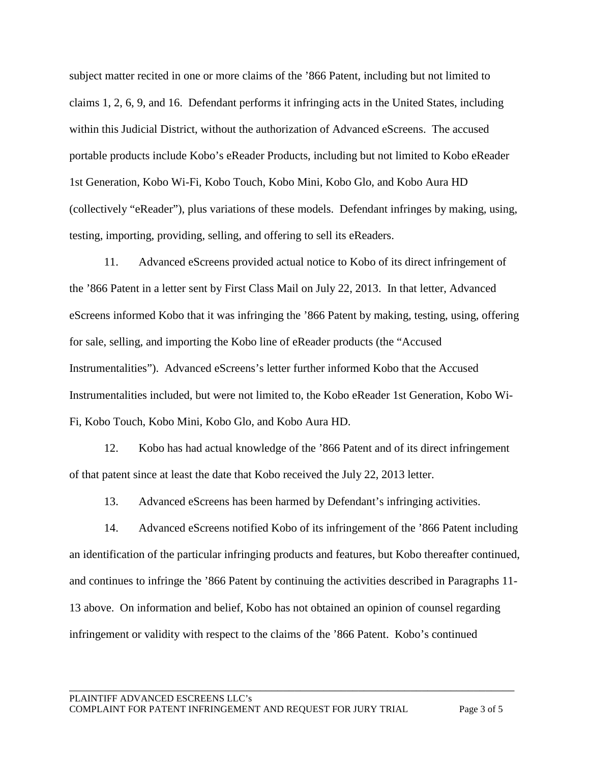subject matter recited in one or more claims of the ’866 Patent, including but not limited to claims 1, 2, 6, 9, and 16. Defendant performs it infringing acts in the United States, including within this Judicial District, without the authorization of Advanced eScreens. The accused portable products include Kobo’s eReader Products, including but not limited to Kobo eReader 1st Generation, Kobo Wi-Fi, Kobo Touch, Kobo Mini, Kobo Glo, and Kobo Aura HD (collectively “eReader”), plus variations of these models. Defendant infringes by making, using, testing, importing, providing, selling, and offering to sell its eReaders.

11. Advanced eScreens provided actual notice to Kobo of its direct infringement of the ’866 Patent in a letter sent by First Class Mail on July 22, 2013. In that letter, Advanced eScreens informed Kobo that it was infringing the ’866 Patent by making, testing, using, offering for sale, selling, and importing the Kobo line of eReader products (the “Accused Instrumentalities”). Advanced eScreens’s letter further informed Kobo that the Accused Instrumentalities included, but were not limited to, the Kobo eReader 1st Generation, Kobo Wi-Fi, Kobo Touch, Kobo Mini, Kobo Glo, and Kobo Aura HD.

12. Kobo has had actual knowledge of the ’866 Patent and of its direct infringement of that patent since at least the date that Kobo received the July 22, 2013 letter.

13. Advanced eScreens has been harmed by Defendant’s infringing activities.

14. Advanced eScreens notified Kobo of its infringement of the ’866 Patent including an identification of the particular infringing products and features, but Kobo thereafter continued, and continues to infringe the ’866 Patent by continuing the activities described in Paragraphs 11-13 above. On information and belief, Kobo has not obtained an opinion of counsel regarding infringement or validity with respect to the claims of the ’866 Patent. Kobo’s continued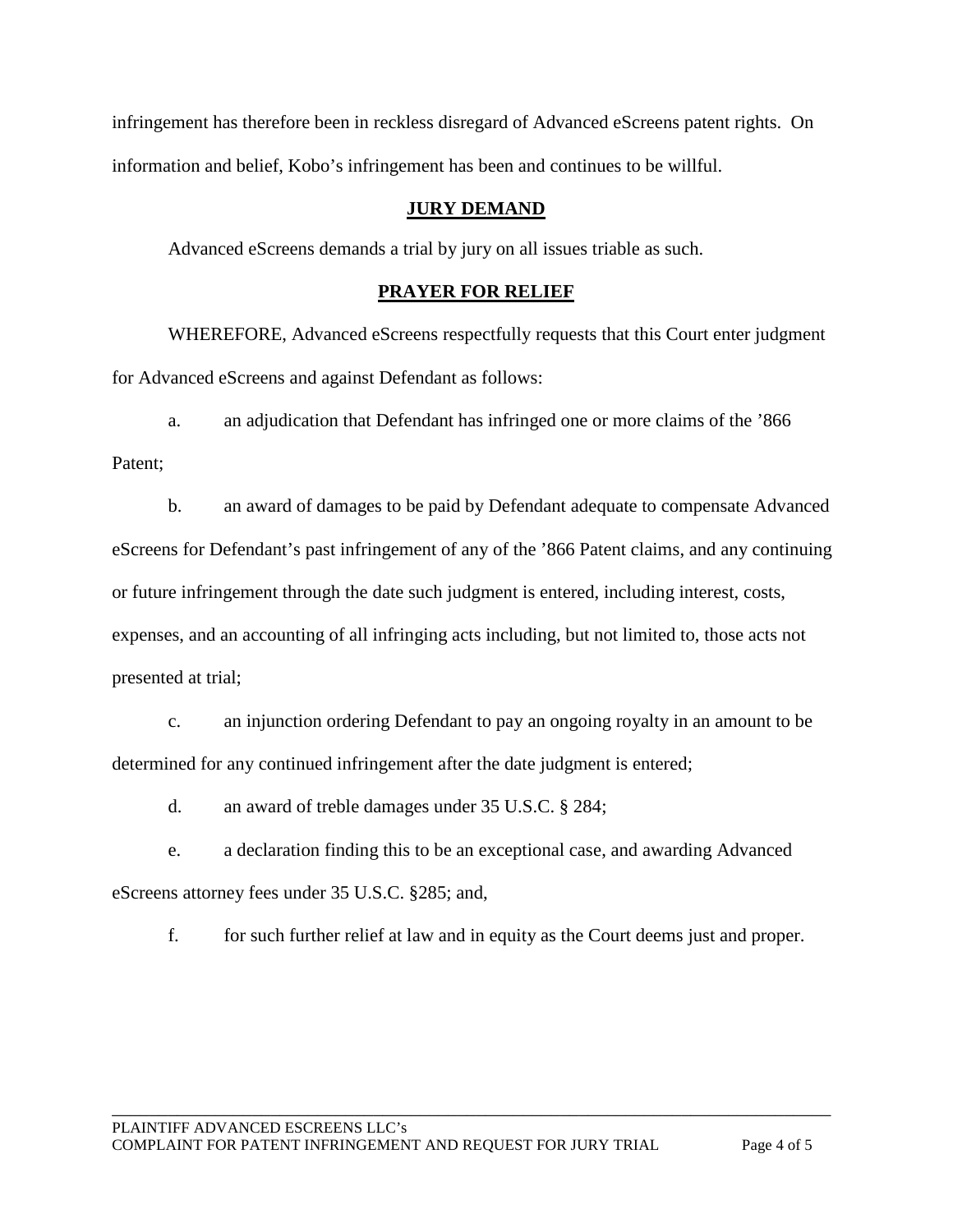infringement has therefore been in reckless disregard of Advanced eScreens patent rights. On information and belief, Kobo's infringement has been and continues to be willful.

## **JURY DEMAND**

Advanced eScreens demands a trial by jury on all issues triable as such.

## **PRAYER FOR RELIEF**

WHEREFORE, Advanced eScreens respectfully requests that this Court enter judgment for Advanced eScreens and against Defendant as follows:

a. an adjudication that Defendant has infringed one or more claims of the '866 Patent;

b. an award of damages to be paid by Defendant adequate to compensate Advanced eScreens for Defendant's past infringement of any of the '866 Patent claims, and any continuing or future infringement through the date such judgment is entered, including interest, costs, expenses, and an accounting of all infringing acts including, but not limited to, those acts not presented at trial;

c. an injunction ordering Defendant to pay an ongoing royalty in an amount to be determined for any continued infringement after the date judgment is entered;

d. an award of treble damages under 35 U.S.C. § 284;

e. a declaration finding this to be an exceptional case, and awarding Advanced eScreens attorney fees under 35 U.S.C. §285; and,

f. for such further relief at law and in equity as the Court deems just and proper.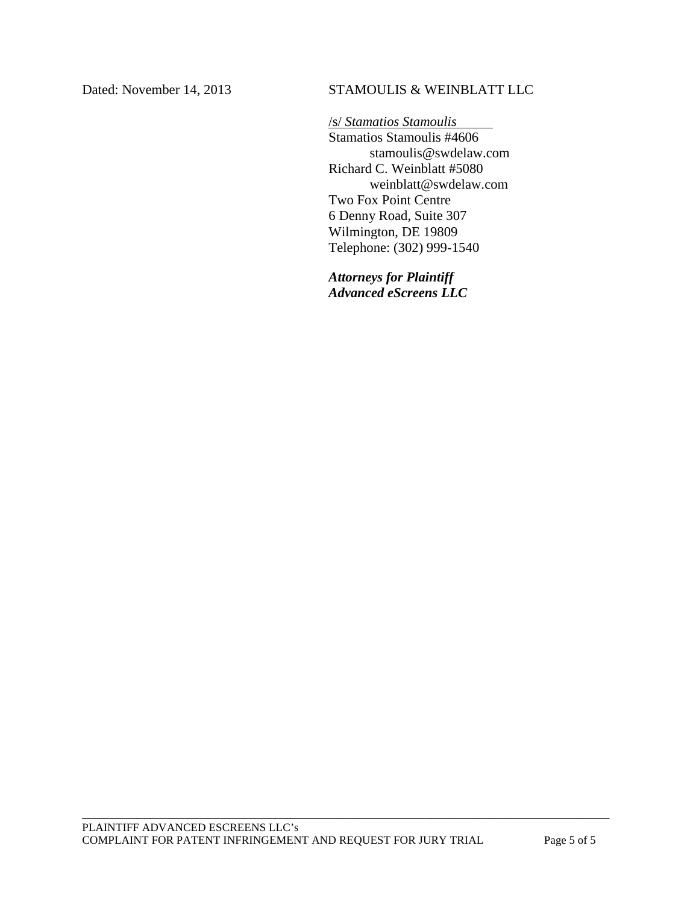Dated: November 14, 2013

STAMOULIS & WEINBLATT LLC

/s/ *Stamatios Stamoulis*
Stamatios Stamoulis #4606
stamoulis@swdelaw.com
Richard C. Weinblatt #5080
weinblatt@swdelaw.com
Two Fox Point Centre
6 Denny Road, Suite 307
Wilmington, DE 19809
Telephone: (302) 999-1540

***Attorneys for Plaintiff***
***Advanced eScreens LLC***